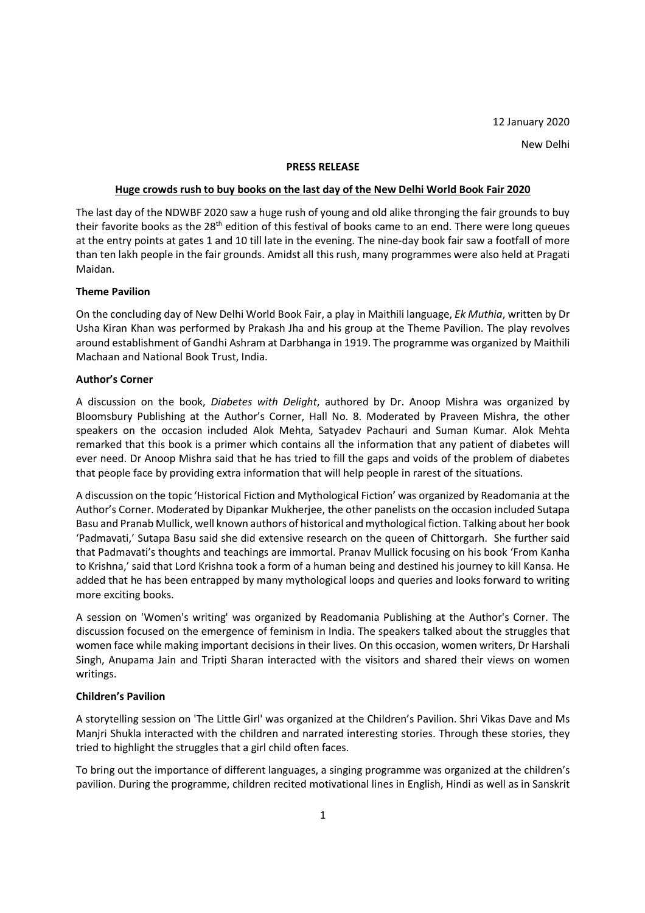12 January 2020

New Delhi

**PRESS RELEASE**

**Huge crowds rush to buy books on the last day of the New Delhi World Book Fair 2020**

The last day of the NDWBF 2020 saw a huge rush of young and old alike thronging the fair grounds to buy their favorite books as the 28th edition of this festival of books came to an end. There were long queues at the entry points at gates 1 and 10 till late in the evening. The nine-day book fair saw a footfall of more than ten lakh people in the fair grounds. Amidst all this rush, many programmes were also held at Pragati Maidan.

**Theme Pavilion**

On the concluding day of New Delhi World Book Fair, a play in Maithili language, *Ek Muthia*, written by Dr Usha Kiran Khan was performed by Prakash Jha and his group at the Theme Pavilion. The play revolves around establishment of Gandhi Ashram at Darbhanga in 1919. The programme was organized by Maithili Machaan and National Book Trust, India.

**Author's Corner**

A discussion on the book, *Diabetes with Delight*, authored by Dr. Anoop Mishra was organized by Bloomsbury Publishing at the Author's Corner, Hall No. 8. Moderated by Praveen Mishra, the other speakers on the occasion included Alok Mehta, Satyadev Pachauri and Suman Kumar. Alok Mehta remarked that this book is a primer which contains all the information that any patient of diabetes will ever need. Dr Anoop Mishra said that he has tried to fill the gaps and voids of the problem of diabetes that people face by providing extra information that will help people in rarest of the situations.

A discussion on the topic 'Historical Fiction and Mythological Fiction' was organized by Readomania at the Author's Corner. Moderated by Dipankar Mukherjee, the other panelists on the occasion included Sutapa Basu and Pranab Mullick, well known authors of historical and mythological fiction. Talking about her book 'Padmavati,' Sutapa Basu said she did extensive research on the queen of Chittorgarh. She further said that Padmavati's thoughts and teachings are immortal. Pranav Mullick focusing on his book 'From Kanha to Krishna,' said that Lord Krishna took a form of a human being and destined his journey to kill Kansa. He added that he has been entrapped by many mythological loops and queries and looks forward to writing more exciting books.

A session on 'Women's writing' was organized by Readomania Publishing at the Author's Corner. The discussion focused on the emergence of feminism in India. The speakers talked about the struggles that women face while making important decisions in their lives. On this occasion, women writers, Dr Harshali Singh, Anupama Jain and Tripti Sharan interacted with the visitors and shared their views on women writings.

**Children's Pavilion**

A storytelling session on 'The Little Girl' was organized at the Children's Pavilion. Shri Vikas Dave and Ms Manjri Shukla interacted with the children and narrated interesting stories. Through these stories, they tried to highlight the struggles that a girl child often faces.

To bring out the importance of different languages, a singing programme was organized at the children's pavilion. During the programme, children recited motivational lines in English, Hindi as well as in Sanskrit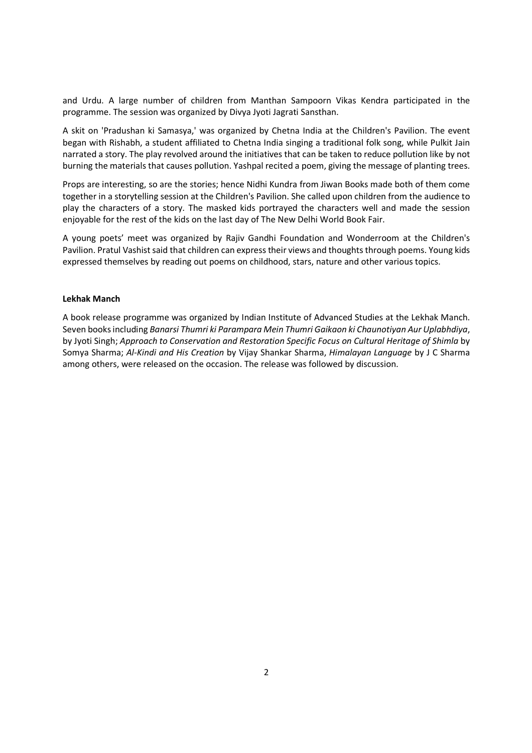and Urdu. A large number of children from Manthan Sampoorn Vikas Kendra participated in the programme. The session was organized by Divya Jyoti Jagrati Sansthan.

A skit on 'Pradushan ki Samasya,' was organized by Chetna India at the Children's Pavilion. The event began with Rishabh, a student affiliated to Chetna India singing a traditional folk song, while Pulkit Jain narrated a story. The play revolved around the initiatives that can be taken to reduce pollution like by not burning the materials that causes pollution. Yashpal recited a poem, giving the message of planting trees.

Props are interesting, so are the stories; hence Nidhi Kundra from Jiwan Books made both of them come together in a storytelling session at the Children's Pavilion. She called upon children from the audience to play the characters of a story. The masked kids portrayed the characters well and made the session enjoyable for the rest of the kids on the last day of The New Delhi World Book Fair.

A young poets' meet was organized by Rajiv Gandhi Foundation and Wonderroom at the Children's Pavilion. Pratul Vashist said that children can express their views and thoughts through poems. Young kids expressed themselves by reading out poems on childhood, stars, nature and other various topics.

**Lekhak Manch**

A book release programme was organized by Indian Institute of Advanced Studies at the Lekhak Manch. Seven books including *Banarsi Thumri ki Parampara Mein Thumri Gaikaon ki Chaunotiyan Aur Uplabhdiya*, by Jyoti Singh; *Approach to Conservation and Restoration Specific Focus on Cultural Heritage of Shimla* by Somya Sharma; *Al-Kindi and His Creation* by Vijay Shankar Sharma, *Himalayan Language* by J C Sharma among others, were released on the occasion. The release was followed by discussion.